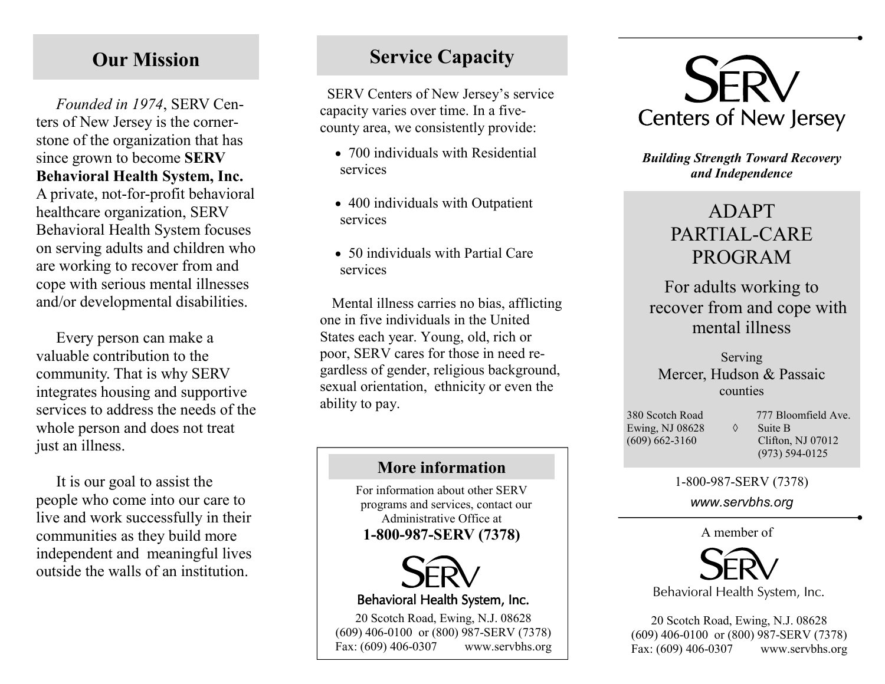## Our Mission

*Founded in 1974*, SERV Centers of New Jersey is the cornerstone of the organization that has since grown to become **SERV Behavioral Health System, Inc.** A private, not-for-profit behavioral healthcare organization, SERV Behavioral Health System focuses on serving adults and children who are working to recover from and cope with serious mental illnesses and/or developmental disabilities.

Every person can make a valuable contribution to the community. That is why SERV integrates housing and supportive services to address the needs of the whole person and does not treat just an illness.

It is our goal to assist the people who come into our care to live and work successfully in their communities as they build more independent and meaningful lives outside the walls of an institution.

## Service Capacity

SERV Centers of New Jersey's service capacity varies over time. In a five-county area, we consistently provide:

- 700 individuals with Residential services
- 400 individuals with Outpatient services
- 50 individuals with Partial Care services

Mental illness carries no bias, afflicting one in five individuals in the United States each year. Young, old, rich or poor, SERV cares for those in need regardless of gender, religious background, sexual orientation, ethnicity or even the ability to pay.

### More information

For information about other SERV programs and services, contact our Administrative Office at

**1-800-987-SERV (7378)**

SERV

Behavioral Health System, Inc.

20 Scotch Road, Ewing, N.J. 08628
(609) 406-0100 or (800) 987-SERV (7378)
Fax: (609) 406-0307 www.servbhs.org

SERV

Centers of New Jersey

***Building Strength Toward Recovery and Independence***

# ADAPT PARTIAL-CARE PROGRAM

For adults working to recover from and cope with mental illness

Serving
Mercer, Hudson & Passaic
counties

380 Scotch Road
Ewing, NJ 08628
(609) 662-3160

◊

777 Bloomfield Ave.
Suite B
Clifton, NJ 07012
(973) 594-0125

1-800-987-SERV (7378)

*www.servbhs.org*

A member of

SERV

Behavioral Health System, Inc.

20 Scotch Road, Ewing, N.J. 08628
(609) 406-0100 or (800) 987-SERV (7378)
Fax: (609) 406-0307 www.servbhs.org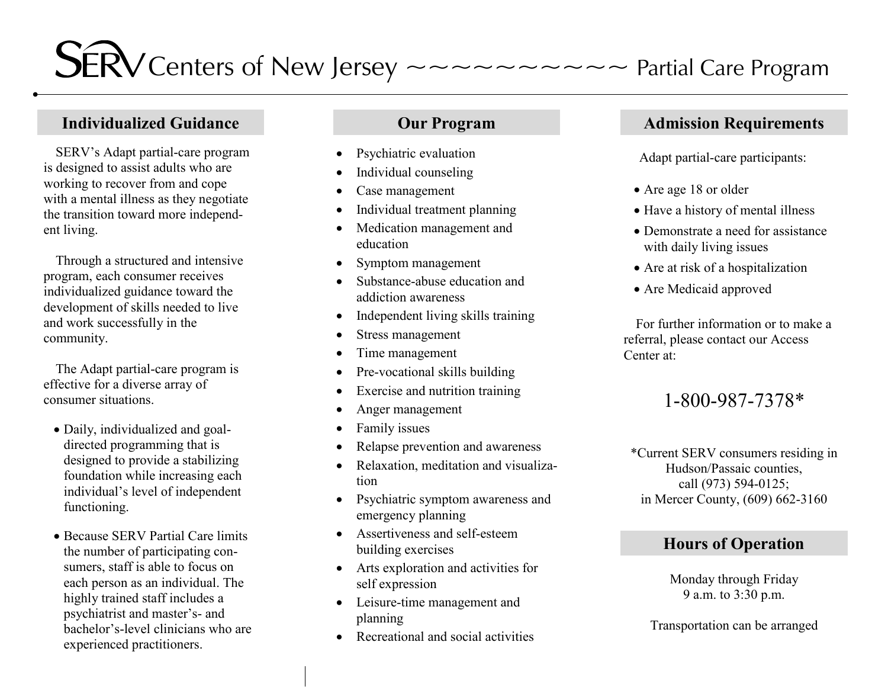# SERV Centers of New Jersey ~~~~~~~~~~~ Partial Care Program

## Individualized Guidance

SERV's Adapt partial-care program is designed to assist adults who are working to recover from and cope with a mental illness as they negotiate the transition toward more independent living.

Through a structured and intensive program, each consumer receives individualized guidance toward the development of skills needed to live and work successfully in the community.

The Adapt partial-care program is effective for a diverse array of consumer situations.

- Daily, individualized and goal-directed programming that is designed to provide a stabilizing foundation while increasing each individual's level of independent functioning.
- Because SERV Partial Care limits the number of participating consumers, staff is able to focus on each person as an individual. The highly trained staff includes a psychiatrist and master's- and bachelor's-level clinicians who are experienced practitioners.

## Our Program

- Psychiatric evaluation
- Individual counseling
- Case management
- Individual treatment planning
- Medication management and education
- Symptom management
- Substance-abuse education and addiction awareness
- Independent living skills training
- Stress management
- Time management
- Pre-vocational skills building
- Exercise and nutrition training
- Anger management
- Family issues
- Relapse prevention and awareness
- Relaxation, meditation and visualization
- Psychiatric symptom awareness and emergency planning
- Assertiveness and self-esteem building exercises
- Arts exploration and activities for self expression
- Leisure-time management and planning
- Recreational and social activities

## Admission Requirements

Adapt partial-care participants:

- Are age 18 or older
- Have a history of mental illness
- Demonstrate a need for assistance with daily living issues
- Are at risk of a hospitalization
- Are Medicaid approved

For further information or to make a referral, please contact our Access Center at:

1-800-987-7378*

*Current SERV consumers residing in Hudson/Passaic counties, call (973) 594-0125; in Mercer County, (609) 662-3160

## Hours of Operation

Monday through Friday
9 a.m. to 3:30 p.m.

Transportation can be arranged